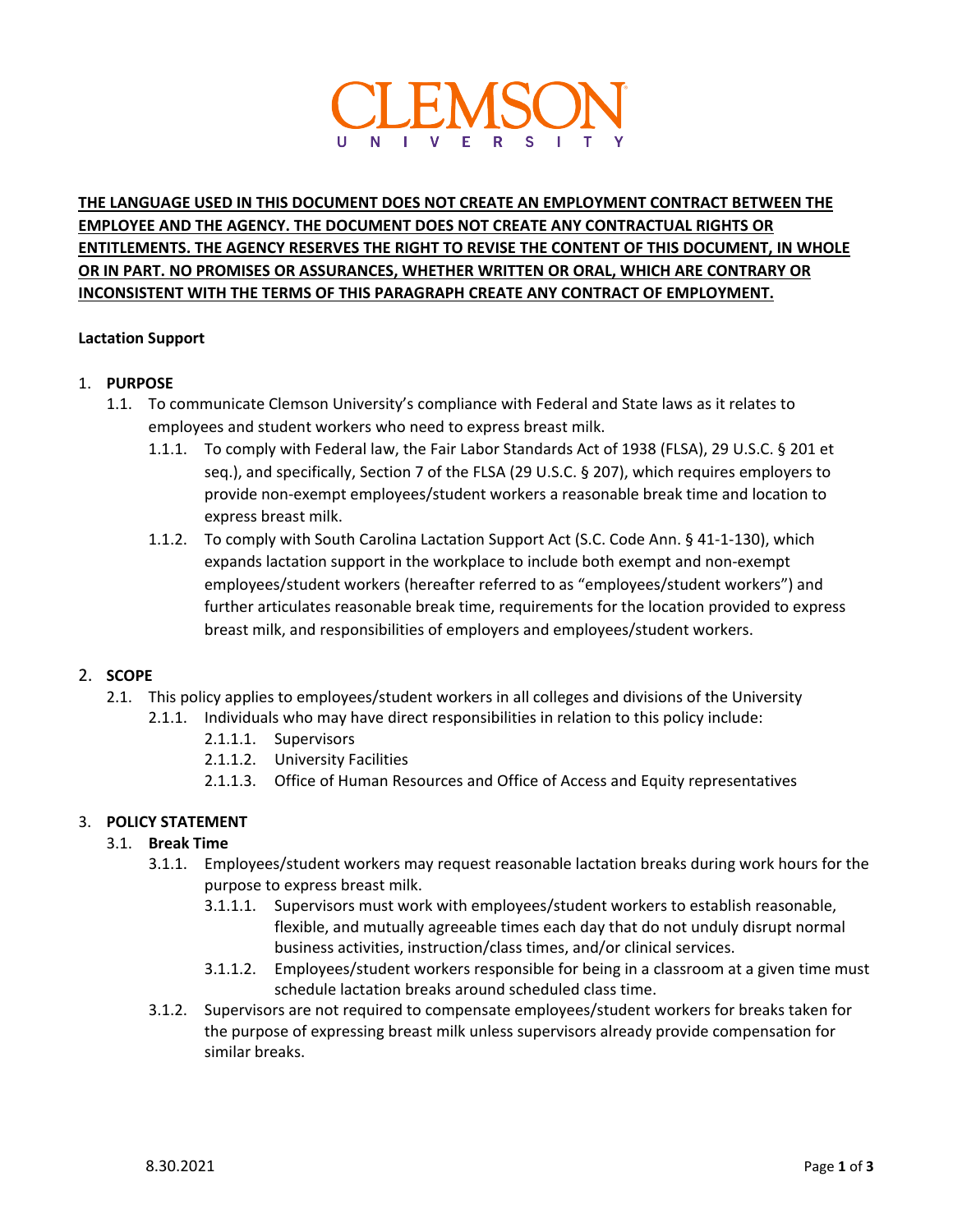CLEMSON UNIVERSITY

**THE LANGUAGE USED IN THIS DOCUMENT DOES NOT CREATE AN EMPLOYMENT CONTRACT BETWEEN THE EMPLOYEE AND THE AGENCY. THE DOCUMENT DOES NOT CREATE ANY CONTRACTUAL RIGHTS OR ENTITLEMENTS. THE AGENCY RESERVES THE RIGHT TO REVISE THE CONTENT OF THIS DOCUMENT, IN WHOLE OR IN PART. NO PROMISES OR ASSURANCES, WHETHER WRITTEN OR ORAL, WHICH ARE CONTRARY OR INCONSISTENT WITH THE TERMS OF THIS PARAGRAPH CREATE ANY CONTRACT OF EMPLOYMENT.**

**Lactation Support**

1. **PURPOSE**
   - 1.1. To communicate Clemson University's compliance with Federal and State laws as it relates to employees and student workers who need to express breast milk.
     - 1.1.1. To comply with Federal law, the Fair Labor Standards Act of 1938 (FLSA), 29 U.S.C. § 201 et seq.), and specifically, Section 7 of the FLSA (29 U.S.C. § 207), which requires employers to provide non-exempt employees/student workers a reasonable break time and location to express breast milk.
     - 1.1.2. To comply with South Carolina Lactation Support Act (S.C. Code Ann. § 41-1-130), which expands lactation support in the workplace to include both exempt and non-exempt employees/student workers (hereafter referred to as "employees/student workers") and further articulates reasonable break time, requirements for the location provided to express breast milk, and responsibilities of employers and employees/student workers.

2. **SCOPE**
   - 2.1. This policy applies to employees/student workers in all colleges and divisions of the University
     - 2.1.1. Individuals who may have direct responsibilities in relation to this policy include:
       - 2.1.1.1. Supervisors
       - 2.1.1.2. University Facilities
       - 2.1.1.3. Office of Human Resources and Office of Access and Equity representatives

3. **POLICY STATEMENT**
   - 3.1. **Break Time**
     - 3.1.1. Employees/student workers may request reasonable lactation breaks during work hours for the purpose to express breast milk.
       - 3.1.1.1. Supervisors must work with employees/student workers to establish reasonable, flexible, and mutually agreeable times each day that do not unduly disrupt normal business activities, instruction/class times, and/or clinical services.
       - 3.1.1.2. Employees/student workers responsible for being in a classroom at a given time must schedule lactation breaks around scheduled class time.
     - 3.1.2. Supervisors are not required to compensate employees/student workers for breaks taken for the purpose of expressing breast milk unless supervisors already provide compensation for similar breaks.

8.30.2021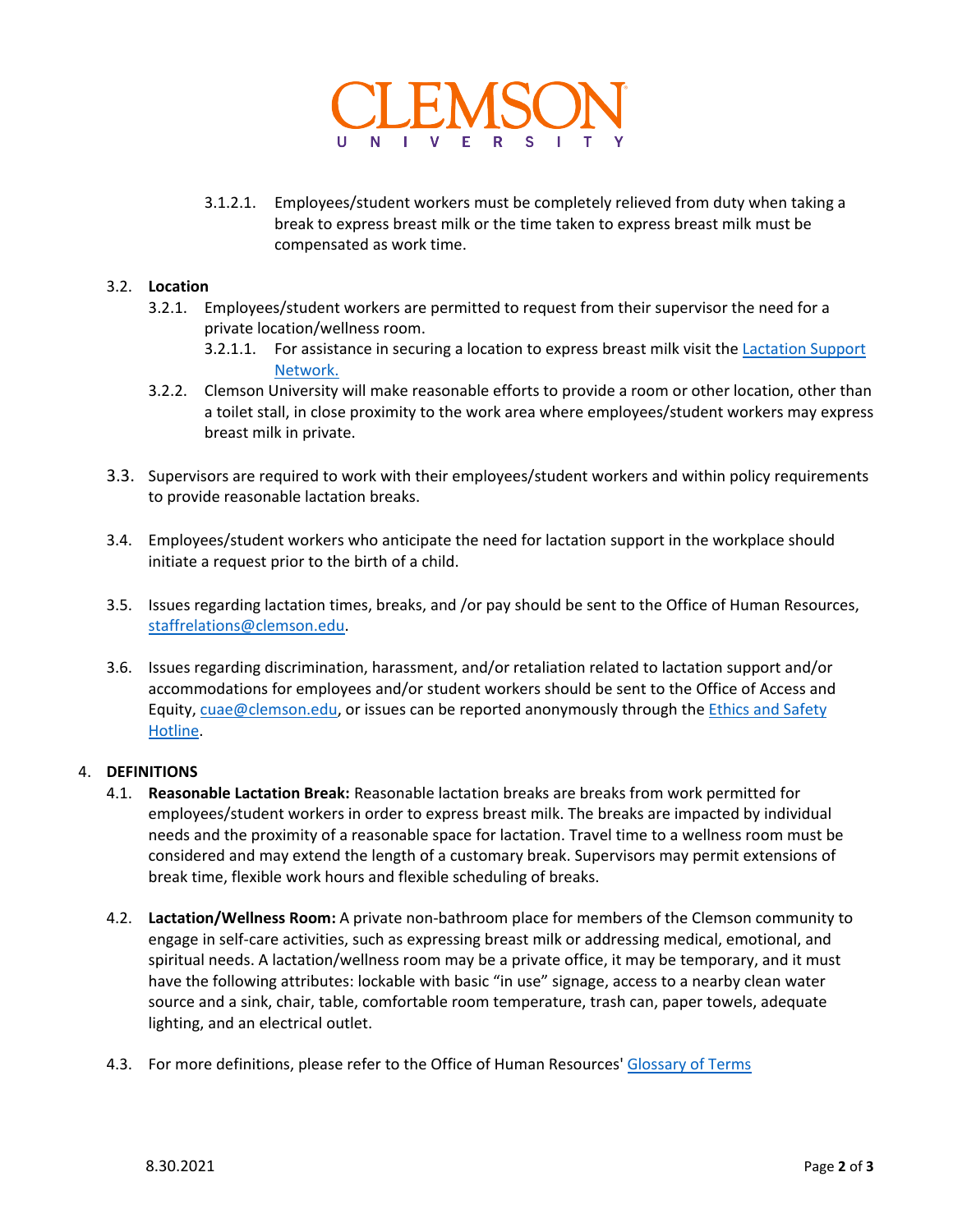3.1.2.1. Employees/student workers must be completely relieved from duty when taking a break to express breast milk or the time taken to express breast milk must be compensated as work time.

3.2. **Location**

3.2.1. Employees/student workers are permitted to request from their supervisor the need for a private location/wellness room.

3.2.1.1. For assistance in securing a location to express breast milk visit the Lactation Support Network.

3.2.2. Clemson University will make reasonable efforts to provide a room or other location, other than a toilet stall, in close proximity to the work area where employees/student workers may express breast milk in private.

3.3. Supervisors are required to work with their employees/student workers and within policy requirements to provide reasonable lactation breaks.

3.4. Employees/student workers who anticipate the need for lactation support in the workplace should initiate a request prior to the birth of a child.

3.5. Issues regarding lactation times, breaks, and /or pay should be sent to the Office of Human Resources, staffrelations@clemson.edu.

3.6. Issues regarding discrimination, harassment, and/or retaliation related to lactation support and/or accommodations for employees and/or student workers should be sent to the Office of Access and Equity, cuae@clemson.edu, or issues can be reported anonymously through the Ethics and Safety Hotline.

## 4. DEFINITIONS

4.1. **Reasonable Lactation Break:** Reasonable lactation breaks are breaks from work permitted for employees/student workers in order to express breast milk. The breaks are impacted by individual needs and the proximity of a reasonable space for lactation. Travel time to a wellness room must be considered and may extend the length of a customary break. Supervisors may permit extensions of break time, flexible work hours and flexible scheduling of breaks.

4.2. **Lactation/Wellness Room:** A private non-bathroom place for members of the Clemson community to engage in self-care activities, such as expressing breast milk or addressing medical, emotional, and spiritual needs. A lactation/wellness room may be a private office, it may be temporary, and it must have the following attributes: lockable with basic "in use" signage, access to a nearby clean water source and a sink, chair, table, comfortable room temperature, trash can, paper towels, adequate lighting, and an electrical outlet.

4.3. For more definitions, please refer to the Office of Human Resources' Glossary of Terms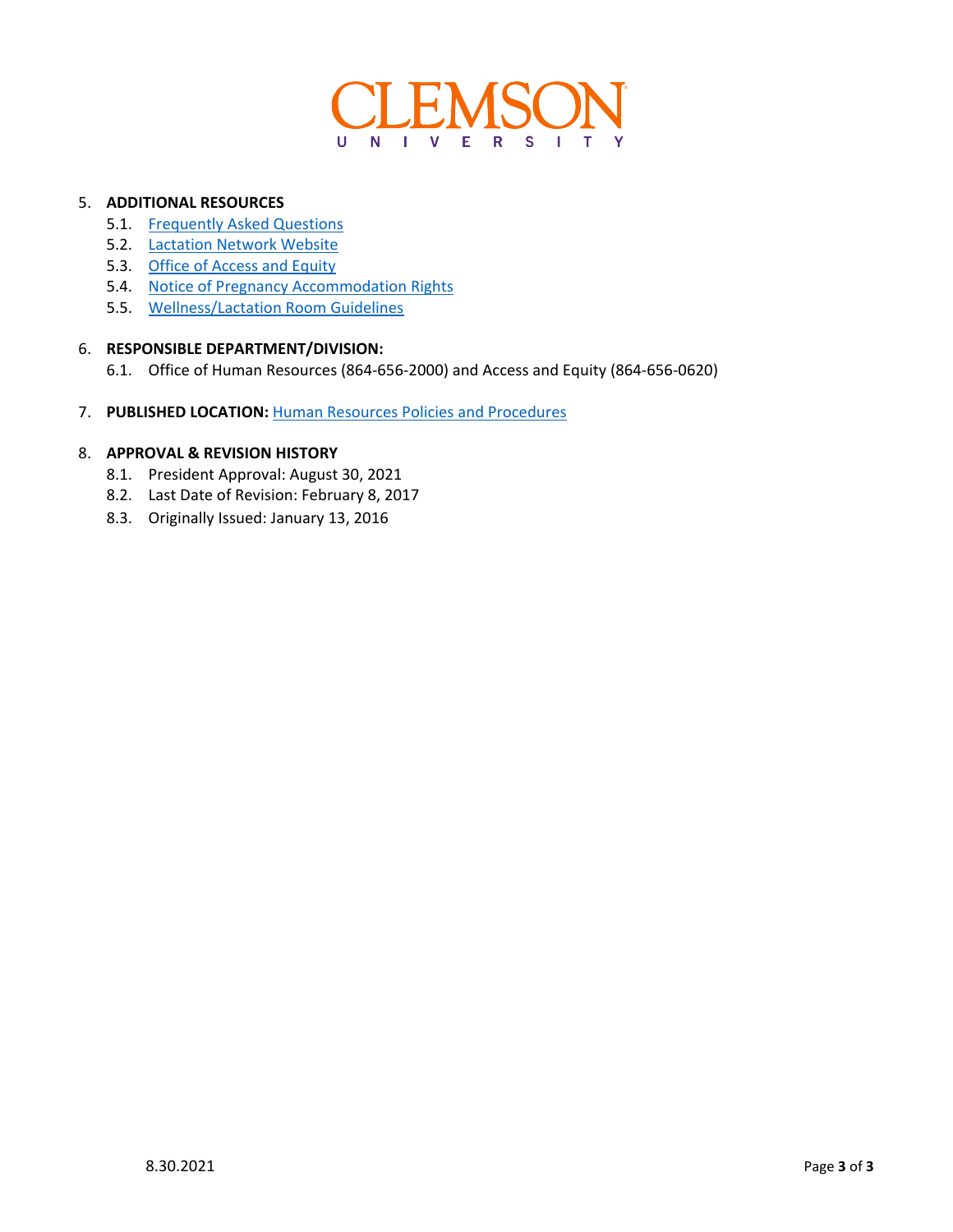5. **ADDITIONAL RESOURCES**
   - 5.1. Frequently Asked Questions
   - 5.2. Lactation Network Website
   - 5.3. Office of Access and Equity
   - 5.4. Notice of Pregnancy Accommodation Rights
   - 5.5. Wellness/Lactation Room Guidelines

6. **RESPONSIBLE DEPARTMENT/DIVISION:**
   - 6.1. Office of Human Resources (864-656-2000) and Access and Equity (864-656-0620)

7. **PUBLISHED LOCATION:** Human Resources Policies and Procedures

8. **APPROVAL & REVISION HISTORY**
   - 8.1. President Approval: August 30, 2021
   - 8.2. Last Date of Revision: February 8, 2017
   - 8.3. Originally Issued: January 13, 2016